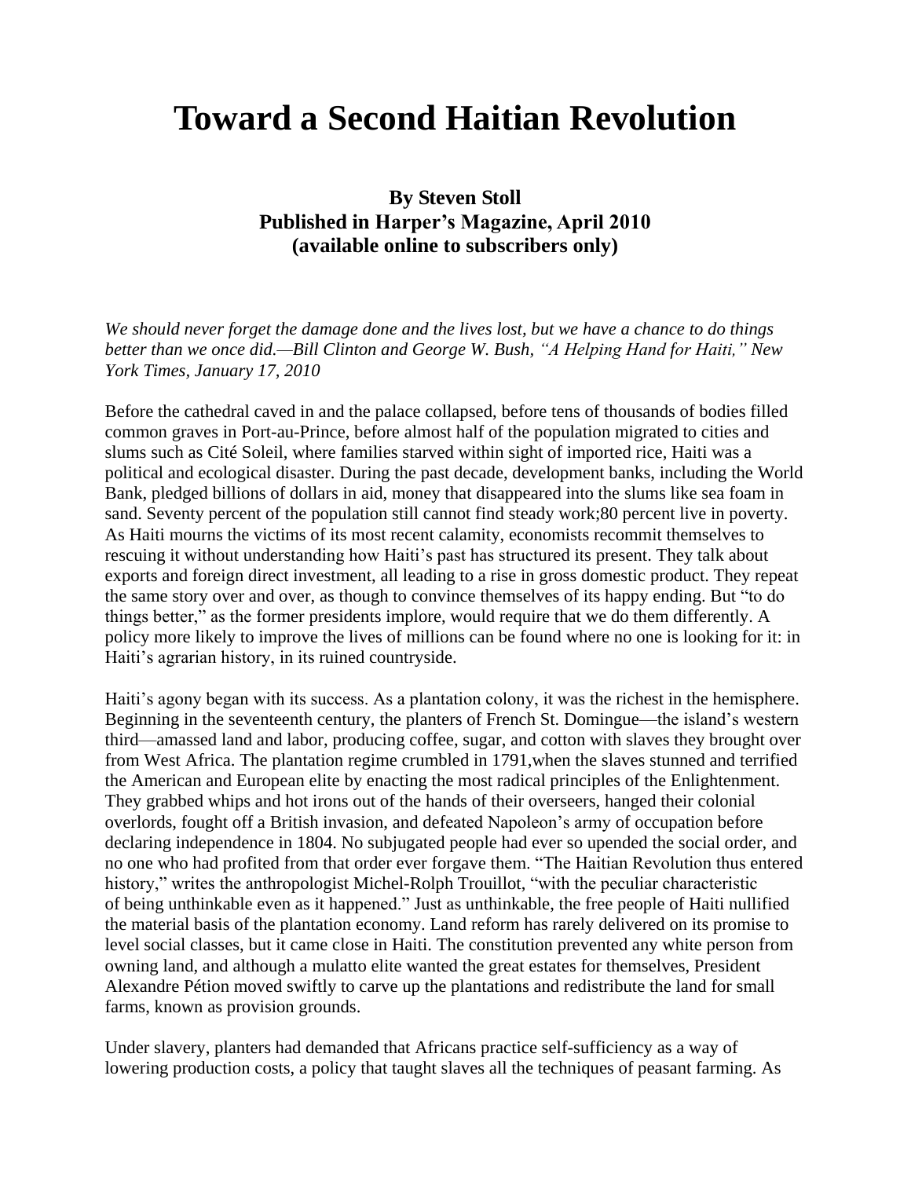# Toward a Second Haitian Revolution

**By Steven Stoll**
**Published in Harper's Magazine, April 2010**
**(available online to subscribers only)**

*We should never forget the damage done and the lives lost, but we have a chance to do things better than we once did.—Bill Clinton and George W. Bush, "A Helping Hand for Haiti," New York Times, January 17, 2010*

Before the cathedral caved in and the palace collapsed, before tens of thousands of bodies filled common graves in Port-au-Prince, before almost half of the population migrated to cities and slums such as Cité Soleil, where families starved within sight of imported rice, Haiti was a political and ecological disaster. During the past decade, development banks, including the World Bank, pledged billions of dollars in aid, money that disappeared into the slums like sea foam in sand. Seventy percent of the population still cannot find steady work;80 percent live in poverty. As Haiti mourns the victims of its most recent calamity, economists recommit themselves to rescuing it without understanding how Haiti's past has structured its present. They talk about exports and foreign direct investment, all leading to a rise in gross domestic product. They repeat the same story over and over, as though to convince themselves of its happy ending. But "to do things better," as the former presidents implore, would require that we do them differently. A policy more likely to improve the lives of millions can be found where no one is looking for it: in Haiti's agrarian history, in its ruined countryside.

Haiti's agony began with its success. As a plantation colony, it was the richest in the hemisphere. Beginning in the seventeenth century, the planters of French St. Domingue—the island's western third—amassed land and labor, producing coffee, sugar, and cotton with slaves they brought over from West Africa. The plantation regime crumbled in 1791,when the slaves stunned and terrified the American and European elite by enacting the most radical principles of the Enlightenment. They grabbed whips and hot irons out of the hands of their overseers, hanged their colonial overlords, fought off a British invasion, and defeated Napoleon's army of occupation before declaring independence in 1804. No subjugated people had ever so upended the social order, and no one who had profited from that order ever forgave them. "The Haitian Revolution thus entered history," writes the anthropologist Michel-Rolph Trouillot, "with the peculiar characteristic of being unthinkable even as it happened." Just as unthinkable, the free people of Haiti nullified the material basis of the plantation economy. Land reform has rarely delivered on its promise to level social classes, but it came close in Haiti. The constitution prevented any white person from owning land, and although a mulatto elite wanted the great estates for themselves, President Alexandre Pétion moved swiftly to carve up the plantations and redistribute the land for small farms, known as provision grounds.

Under slavery, planters had demanded that Africans practice self-sufficiency as a way of lowering production costs, a policy that taught slaves all the techniques of peasant farming. As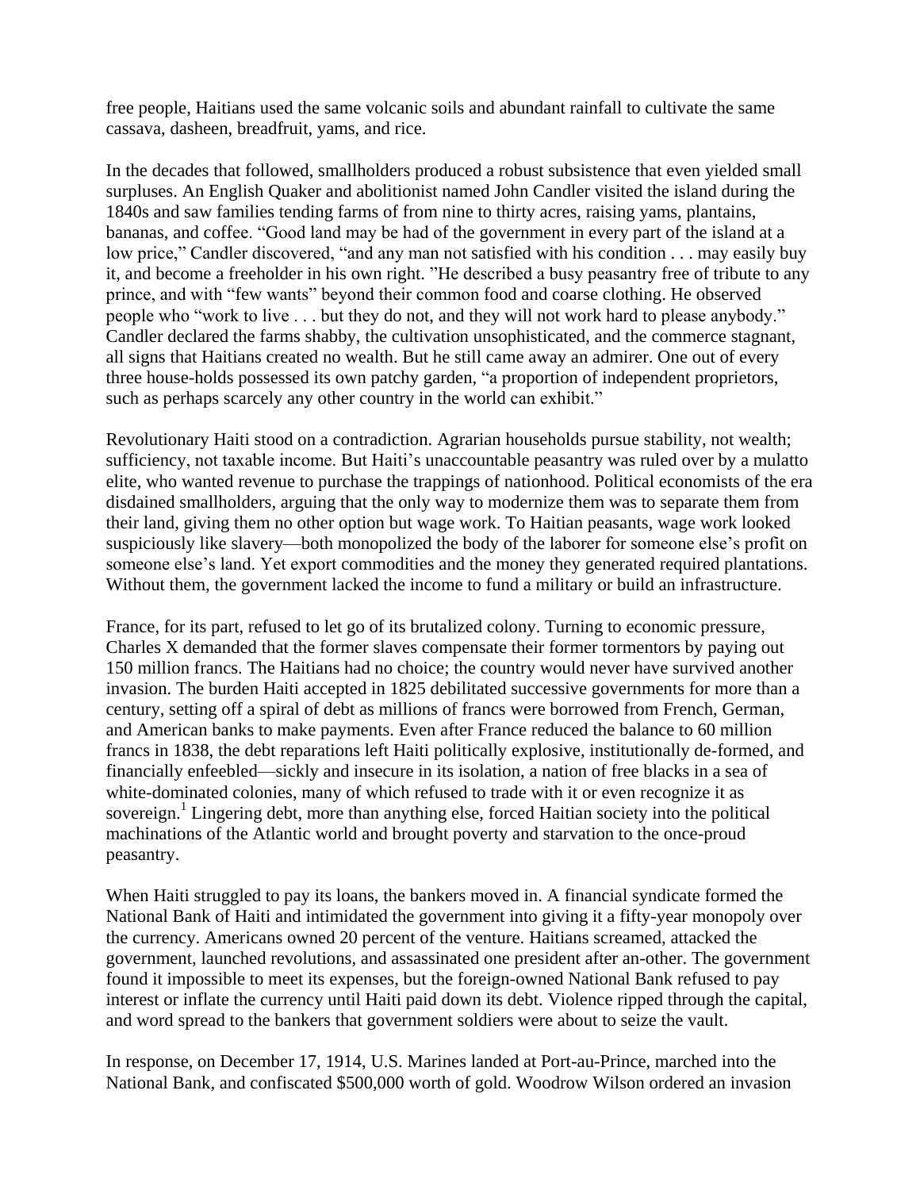free people, Haitians used the same volcanic soils and abundant rainfall to cultivate the same cassava, dasheen, breadfruit, yams, and rice.

In the decades that followed, smallholders produced a robust subsistence that even yielded small surpluses. An English Quaker and abolitionist named John Candler visited the island during the 1840s and saw families tending farms of from nine to thirty acres, raising yams, plantains, bananas, and coffee. "Good land may be had of the government in every part of the island at a low price," Candler discovered, "and any man not satisfied with his condition . . . may easily buy it, and become a freeholder in his own right. "He described a busy peasantry free of tribute to any prince, and with "few wants" beyond their common food and coarse clothing. He observed people who "work to live . . . but they do not, and they will not work hard to please anybody." Candler declared the farms shabby, the cultivation unsophisticated, and the commerce stagnant, all signs that Haitians created no wealth. But he still came away an admirer. One out of every three house-holds possessed its own patchy garden, "a proportion of independent proprietors, such as perhaps scarcely any other country in the world can exhibit."

Revolutionary Haiti stood on a contradiction. Agrarian households pursue stability, not wealth; sufficiency, not taxable income. But Haiti's unaccountable peasantry was ruled over by a mulatto elite, who wanted revenue to purchase the trappings of nationhood. Political economists of the era disdained smallholders, arguing that the only way to modernize them was to separate them from their land, giving them no other option but wage work. To Haitian peasants, wage work looked suspiciously like slavery—both monopolized the body of the laborer for someone else's profit on someone else's land. Yet export commodities and the money they generated required plantations. Without them, the government lacked the income to fund a military or build an infrastructure.

France, for its part, refused to let go of its brutalized colony. Turning to economic pressure, Charles X demanded that the former slaves compensate their former tormentors by paying out 150 million francs. The Haitians had no choice; the country would never have survived another invasion. The burden Haiti accepted in 1825 debilitated successive governments for more than a century, setting off a spiral of debt as millions of francs were borrowed from French, German, and American banks to make payments. Even after France reduced the balance to 60 million francs in 1838, the debt reparations left Haiti politically explosive, institutionally de-formed, and financially enfeebled—sickly and insecure in its isolation, a nation of free blacks in a sea of white-dominated colonies, many of which refused to trade with it or even recognize it as sovereign.[1] Lingering debt, more than anything else, forced Haitian society into the political machinations of the Atlantic world and brought poverty and starvation to the once-proud peasantry.

When Haiti struggled to pay its loans, the bankers moved in. A financial syndicate formed the National Bank of Haiti and intimidated the government into giving it a fifty-year monopoly over the currency. Americans owned 20 percent of the venture. Haitians screamed, attacked the government, launched revolutions, and assassinated one president after an-other. The government found it impossible to meet its expenses, but the foreign-owned National Bank refused to pay interest or inflate the currency until Haiti paid down its debt. Violence ripped through the capital, and word spread to the bankers that government soldiers were about to seize the vault.

In response, on December 17, 1914, U.S. Marines landed at Port-au-Prince, marched into the National Bank, and confiscated $500,000 worth of gold. Woodrow Wilson ordered an invasion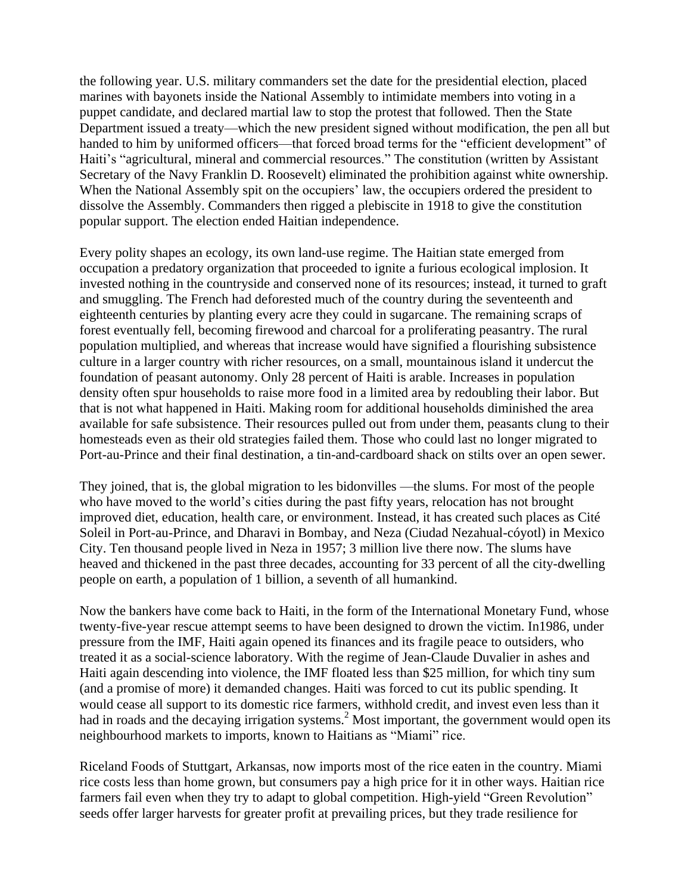the following year. U.S. military commanders set the date for the presidential election, placed marines with bayonets inside the National Assembly to intimidate members into voting in a puppet candidate, and declared martial law to stop the protest that followed. Then the State Department issued a treaty—which the new president signed without modification, the pen all but handed to him by uniformed officers—that forced broad terms for the "efficient development" of Haiti's "agricultural, mineral and commercial resources." The constitution (written by Assistant Secretary of the Navy Franklin D. Roosevelt) eliminated the prohibition against white ownership. When the National Assembly spit on the occupiers' law, the occupiers ordered the president to dissolve the Assembly. Commanders then rigged a plebiscite in 1918 to give the constitution popular support. The election ended Haitian independence.

Every polity shapes an ecology, its own land-use regime. The Haitian state emerged from occupation a predatory organization that proceeded to ignite a furious ecological implosion. It invested nothing in the countryside and conserved none of its resources; instead, it turned to graft and smuggling. The French had deforested much of the country during the seventeenth and eighteenth centuries by planting every acre they could in sugarcane. The remaining scraps of forest eventually fell, becoming firewood and charcoal for a proliferating peasantry. The rural population multiplied, and whereas that increase would have signified a flourishing subsistence culture in a larger country with richer resources, on a small, mountainous island it undercut the foundation of peasant autonomy. Only 28 percent of Haiti is arable. Increases in population density often spur households to raise more food in a limited area by redoubling their labor. But that is not what happened in Haiti. Making room for additional households diminished the area available for safe subsistence. Their resources pulled out from under them, peasants clung to their homesteads even as their old strategies failed them. Those who could last no longer migrated to Port-au-Prince and their final destination, a tin-and-cardboard shack on stilts over an open sewer.

They joined, that is, the global migration to les bidonvilles —the slums. For most of the people who have moved to the world's cities during the past fifty years, relocation has not brought improved diet, education, health care, or environment. Instead, it has created such places as Cité Soleil in Port-au-Prince, and Dharavi in Bombay, and Neza (Ciudad Nezahual-cóyotl) in Mexico City. Ten thousand people lived in Neza in 1957; 3 million live there now. The slums have heaved and thickened in the past three decades, accounting for 33 percent of all the city-dwelling people on earth, a population of 1 billion, a seventh of all humankind.

Now the bankers have come back to Haiti, in the form of the International Monetary Fund, whose twenty-five-year rescue attempt seems to have been designed to drown the victim. In1986, under pressure from the IMF, Haiti again opened its finances and its fragile peace to outsiders, who treated it as a social-science laboratory. With the regime of Jean-Claude Duvalier in ashes and Haiti again descending into violence, the IMF floated less than $25 million, for which tiny sum (and a promise of more) it demanded changes. Haiti was forced to cut its public spending. It would cease all support to its domestic rice farmers, withhold credit, and invest even less than it had in roads and the decaying irrigation systems.[2] Most important, the government would open its neighbourhood markets to imports, known to Haitians as "Miami" rice.

Riceland Foods of Stuttgart, Arkansas, now imports most of the rice eaten in the country. Miami rice costs less than home grown, but consumers pay a high price for it in other ways. Haitian rice farmers fail even when they try to adapt to global competition. High-yield "Green Revolution" seeds offer larger harvests for greater profit at prevailing prices, but they trade resilience for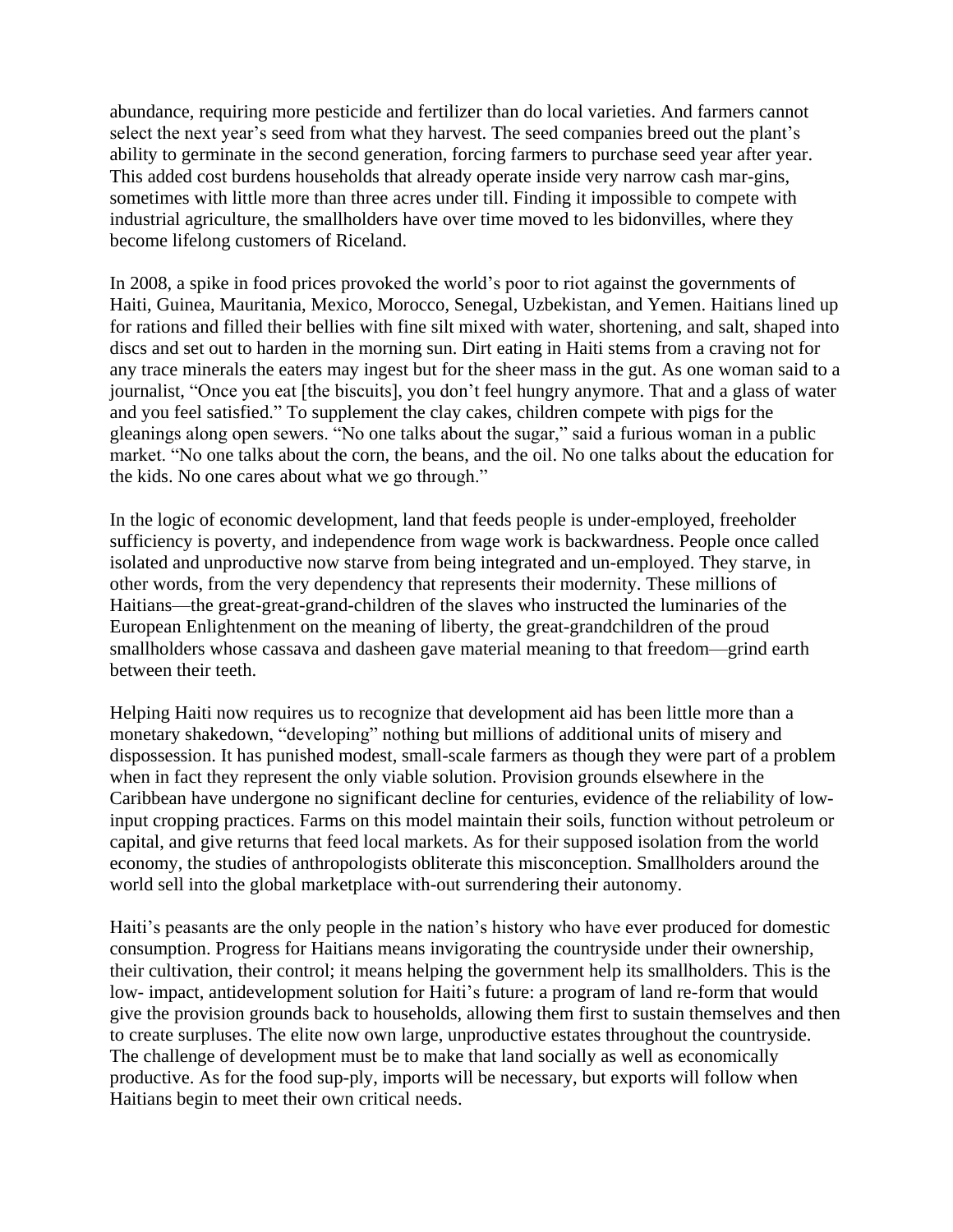abundance, requiring more pesticide and fertilizer than do local varieties. And farmers cannot select the next year's seed from what they harvest. The seed companies breed out the plant's ability to germinate in the second generation, forcing farmers to purchase seed year after year. This added cost burdens households that already operate inside very narrow cash mar-gins, sometimes with little more than three acres under till. Finding it impossible to compete with industrial agriculture, the smallholders have over time moved to les bidonvilles, where they become lifelong customers of Riceland.

In 2008, a spike in food prices provoked the world's poor to riot against the governments of Haiti, Guinea, Mauritania, Mexico, Morocco, Senegal, Uzbekistan, and Yemen. Haitians lined up for rations and filled their bellies with fine silt mixed with water, shortening, and salt, shaped into discs and set out to harden in the morning sun. Dirt eating in Haiti stems from a craving not for any trace minerals the eaters may ingest but for the sheer mass in the gut. As one woman said to a journalist, "Once you eat [the biscuits], you don't feel hungry anymore. That and a glass of water and you feel satisfied." To supplement the clay cakes, children compete with pigs for the gleanings along open sewers. "No one talks about the sugar," said a furious woman in a public market. "No one talks about the corn, the beans, and the oil. No one talks about the education for the kids. No one cares about what we go through."

In the logic of economic development, land that feeds people is under-employed, freeholder sufficiency is poverty, and independence from wage work is backwardness. People once called isolated and unproductive now starve from being integrated and un-employed. They starve, in other words, from the very dependency that represents their modernity. These millions of Haitians—the great-great-grand-children of the slaves who instructed the luminaries of the European Enlightenment on the meaning of liberty, the great-grandchildren of the proud smallholders whose cassava and dasheen gave material meaning to that freedom—grind earth between their teeth.

Helping Haiti now requires us to recognize that development aid has been little more than a monetary shakedown, "developing" nothing but millions of additional units of misery and dispossession. It has punished modest, small-scale farmers as though they were part of a problem when in fact they represent the only viable solution. Provision grounds elsewhere in the Caribbean have undergone no significant decline for centuries, evidence of the reliability of low-input cropping practices. Farms on this model maintain their soils, function without petroleum or capital, and give returns that feed local markets. As for their supposed isolation from the world economy, the studies of anthropologists obliterate this misconception. Smallholders around the world sell into the global marketplace with-out surrendering their autonomy.

Haiti's peasants are the only people in the nation's history who have ever produced for domestic consumption. Progress for Haitians means invigorating the countryside under their ownership, their cultivation, their control; it means helping the government help its smallholders. This is the low- impact, antidevelopment solution for Haiti's future: a program of land re-form that would give the provision grounds back to households, allowing them first to sustain themselves and then to create surpluses. The elite now own large, unproductive estates throughout the countryside. The challenge of development must be to make that land socially as well as economically productive. As for the food sup-ply, imports will be necessary, but exports will follow when Haitians begin to meet their own critical needs.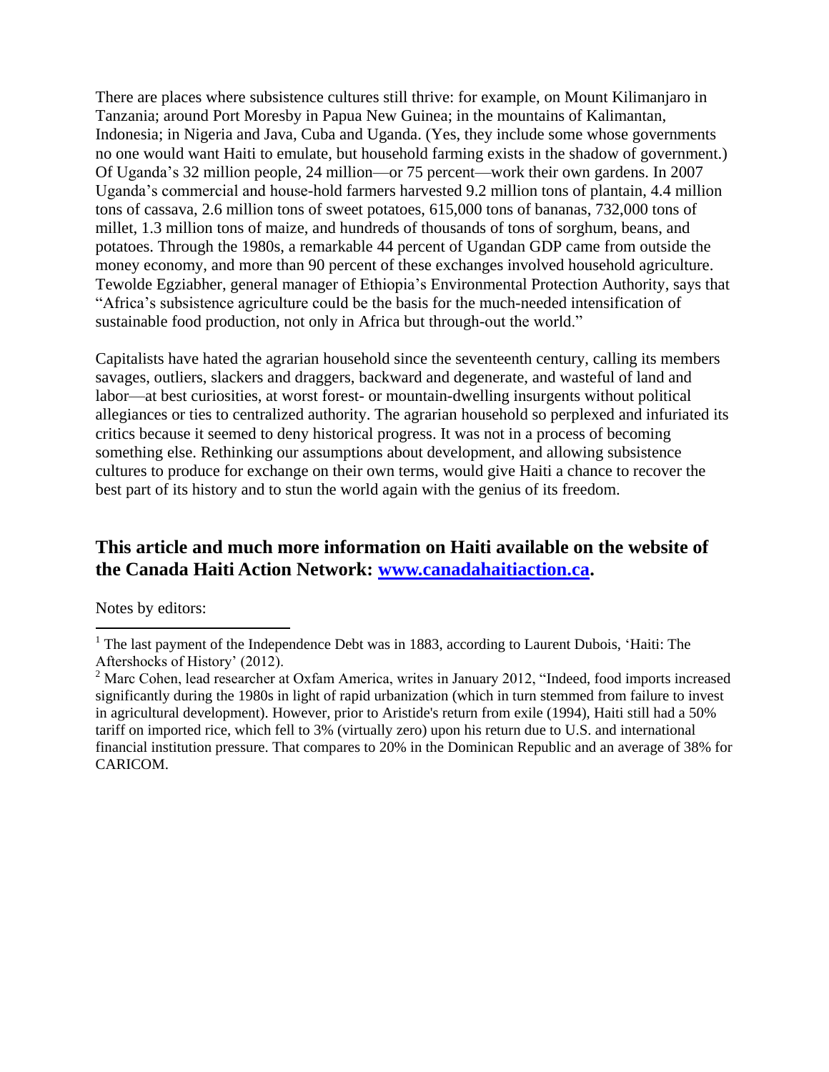There are places where subsistence cultures still thrive: for example, on Mount Kilimanjaro in Tanzania; around Port Moresby in Papua New Guinea; in the mountains of Kalimantan, Indonesia; in Nigeria and Java, Cuba and Uganda. (Yes, they include some whose governments no one would want Haiti to emulate, but household farming exists in the shadow of government.) Of Uganda's 32 million people, 24 million—or 75 percent—work their own gardens. In 2007 Uganda's commercial and house-hold farmers harvested 9.2 million tons of plantain, 4.4 million tons of cassava, 2.6 million tons of sweet potatoes, 615,000 tons of bananas, 732,000 tons of millet, 1.3 million tons of maize, and hundreds of thousands of tons of sorghum, beans, and potatoes. Through the 1980s, a remarkable 44 percent of Ugandan GDP came from outside the money economy, and more than 90 percent of these exchanges involved household agriculture. Tewolde Egziabher, general manager of Ethiopia's Environmental Protection Authority, says that "Africa's subsistence agriculture could be the basis for the much-needed intensification of sustainable food production, not only in Africa but through-out the world."

Capitalists have hated the agrarian household since the seventeenth century, calling its members savages, outliers, slackers and draggers, backward and degenerate, and wasteful of land and labor—at best curiosities, at worst forest- or mountain-dwelling insurgents without political allegiances or ties to centralized authority. The agrarian household so perplexed and infuriated its critics because it seemed to deny historical progress. It was not in a process of becoming something else. Rethinking our assumptions about development, and allowing subsistence cultures to produce for exchange on their own terms, would give Haiti a chance to recover the best part of its history and to stun the world again with the genius of its freedom.

## This article and much more information on Haiti available on the website of the Canada Haiti Action Network: [www.canadahaitiaction.ca](http://www.canadahaitiaction.ca).

Notes by editors:

[1] The last payment of the Independence Debt was in 1883, according to Laurent Dubois, 'Haiti: The Aftershocks of History' (2012).

[2] Marc Cohen, lead researcher at Oxfam America, writes in January 2012, "Indeed, food imports increased significantly during the 1980s in light of rapid urbanization (which in turn stemmed from failure to invest in agricultural development). However, prior to Aristide's return from exile (1994), Haiti still had a 50% tariff on imported rice, which fell to 3% (virtually zero) upon his return due to U.S. and international financial institution pressure. That compares to 20% in the Dominican Republic and an average of 38% for CARICOM.